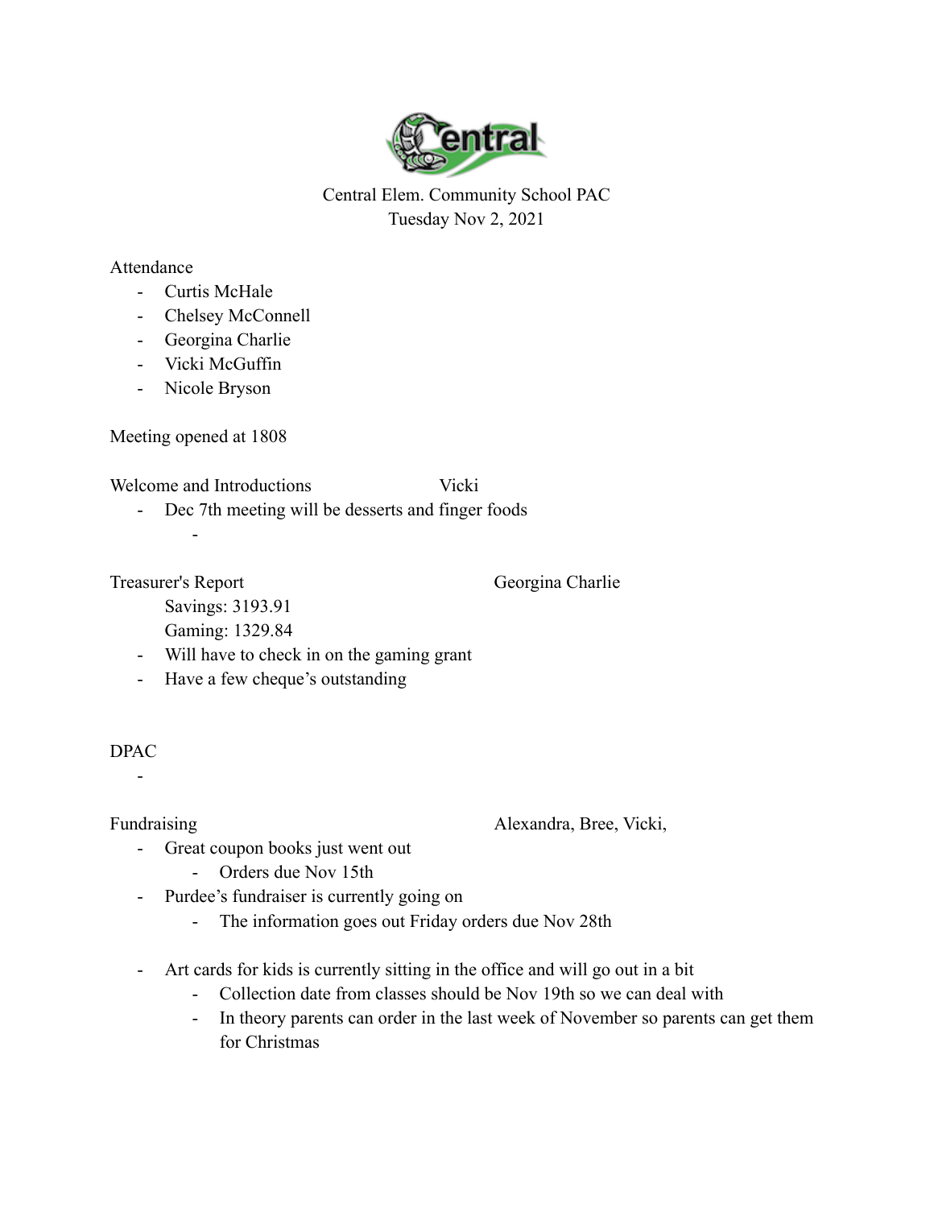Central Elem. Community School PAC
Tuesday Nov 2, 2021

Attendance

- Curtis McHale
- Chelsey McConnell
- Georgina Charlie
- Vicki McGuffin
- Nicole Bryson

Meeting opened at 1808

Welcome and Introductions — Vicki

- Dec 7th meeting will be desserts and finger foods
    -

Treasurer's Report — Georgina Charlie

Savings: 3193.91
Gaming: 1329.84

- Will have to check in on the gaming grant
- Have a few cheque's outstanding

DPAC

-

Fundraising — Alexandra, Bree, Vicki,

- Great coupon books just went out
    - Orders due Nov 15th
- Purdee's fundraiser is currently going on
    - The information goes out Friday orders due Nov 28th
- Art cards for kids is currently sitting in the office and will go out in a bit
    - Collection date from classes should be Nov 19th so we can deal with
    - In theory parents can order in the last week of November so parents can get them for Christmas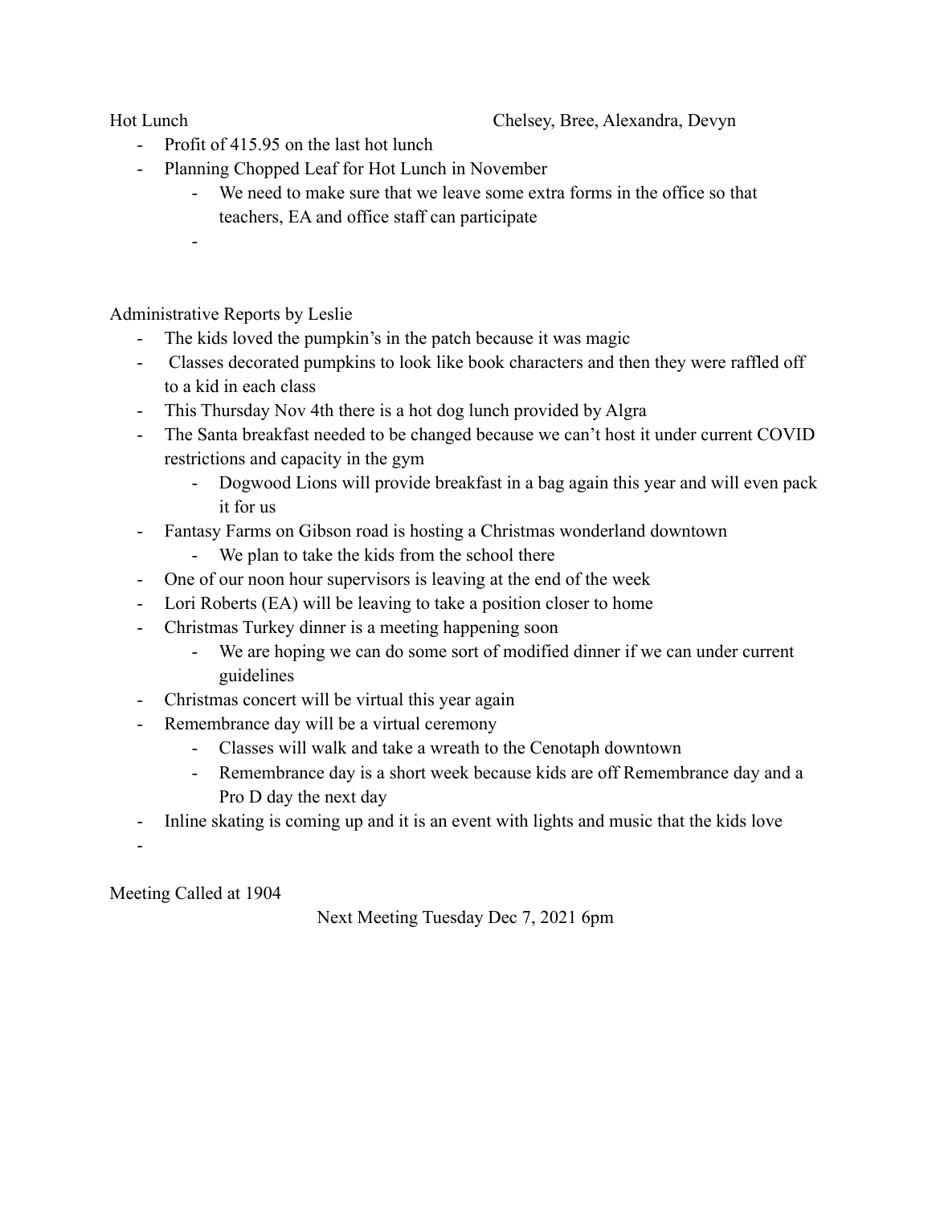Hot Lunch Chelsey, Bree, Alexandra, Devyn

- Profit of 415.95 on the last hot lunch
- Planning Chopped Leaf for Hot Lunch in November
    - We need to make sure that we leave some extra forms in the office so that teachers, EA and office staff can participate
    -

Administrative Reports by Leslie

- The kids loved the pumpkin's in the patch because it was magic
- Classes decorated pumpkins to look like book characters and then they were raffled off to a kid in each class
- This Thursday Nov 4th there is a hot dog lunch provided by Algra
- The Santa breakfast needed to be changed because we can't host it under current COVID restrictions and capacity in the gym
    - Dogwood Lions will provide breakfast in a bag again this year and will even pack it for us
- Fantasy Farms on Gibson road is hosting a Christmas wonderland downtown
    - We plan to take the kids from the school there
- One of our noon hour supervisors is leaving at the end of the week
- Lori Roberts (EA) will be leaving to take a position closer to home
- Christmas Turkey dinner is a meeting happening soon
    - We are hoping we can do some sort of modified dinner if we can under current guidelines
- Christmas concert will be virtual this year again
- Remembrance day will be a virtual ceremony
    - Classes will walk and take a wreath to the Cenotaph downtown
    - Remembrance day is a short week because kids are off Remembrance day and a Pro D day the next day
- Inline skating is coming up and it is an event with lights and music that the kids love
-

Meeting Called at 1904

Next Meeting Tuesday Dec 7, 2021 6pm